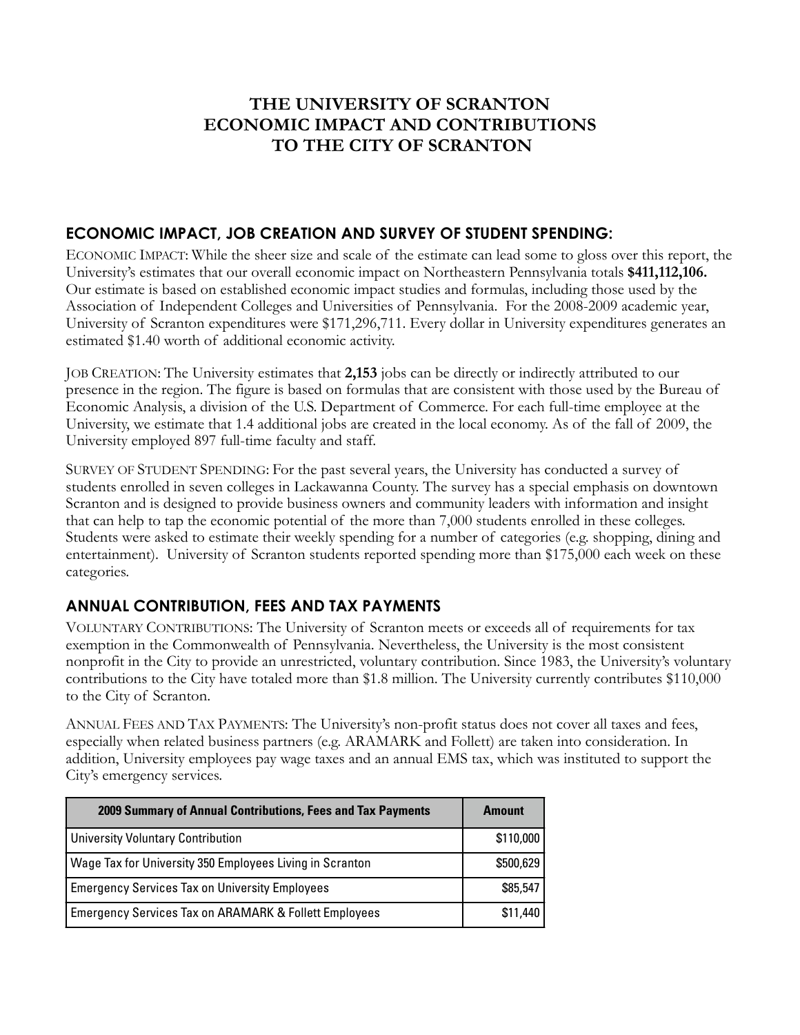# THE UNIVERSITY OF SCRANTON ECONOMIC IMPACT AND CONTRIBUTIONS TO THE CITY OF SCRANTON

## ECONOMIC IMPACT, JOB CREATION AND SURVEY OF STUDENT SPENDING:

ECONOMIC IMPACT: While the sheer size and scale of the estimate can lead some to gloss over this report, the University's estimates that our overall economic impact on Northeastern Pennsylvania totals **$411,112,106.** Our estimate is based on established economic impact studies and formulas, including those used by the Association of Independent Colleges and Universities of Pennsylvania. For the 2008-2009 academic year, University of Scranton expenditures were $171,296,711. Every dollar in University expenditures generates an estimated $1.40 worth of additional economic activity.

JOB CREATION: The University estimates that **2,153** jobs can be directly or indirectly attributed to our presence in the region. The figure is based on formulas that are consistent with those used by the Bureau of Economic Analysis, a division of the U.S. Department of Commerce. For each full-time employee at the University, we estimate that 1.4 additional jobs are created in the local economy. As of the fall of 2009, the University employed 897 full-time faculty and staff.

SURVEY OF STUDENT SPENDING: For the past several years, the University has conducted a survey of students enrolled in seven colleges in Lackawanna County. The survey has a special emphasis on downtown Scranton and is designed to provide business owners and community leaders with information and insight that can help to tap the economic potential of the more than 7,000 students enrolled in these colleges. Students were asked to estimate their weekly spending for a number of categories (e.g. shopping, dining and entertainment). University of Scranton students reported spending more than $175,000 each week on these categories.

## ANNUAL CONTRIBUTION, FEES AND TAX PAYMENTS

VOLUNTARY CONTRIBUTIONS: The University of Scranton meets or exceeds all of requirements for tax exemption in the Commonwealth of Pennsylvania. Nevertheless, the University is the most consistent nonprofit in the City to provide an unrestricted, voluntary contribution. Since 1983, the University's voluntary contributions to the City have totaled more than $1.8 million. The University currently contributes $110,000 to the City of Scranton.

ANNUAL FEES AND TAX PAYMENTS: The University's non-profit status does not cover all taxes and fees, especially when related business partners (e.g. ARAMARK and Follett) are taken into consideration. In addition, University employees pay wage taxes and an annual EMS tax, which was instituted to support the City's emergency services.

| 2009 Summary of Annual Contributions, Fees and Tax Payments | Amount |
|---|---:|
| University Voluntary Contribution | $110,000 |
| Wage Tax for University 350 Employees Living in Scranton | $500,629 |
| Emergency Services Tax on University Employees | $85,547 |
| Emergency Services Tax on ARAMARK & Follett Employees | $11,440 |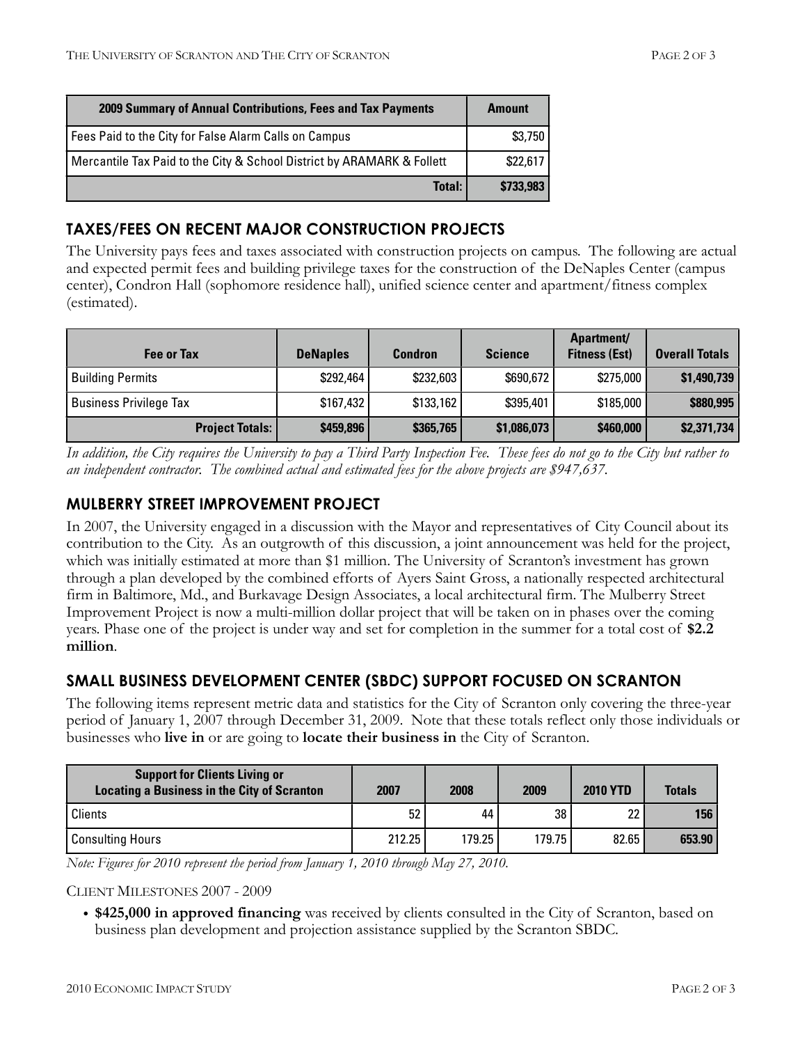| 2009 Summary of Annual Contributions, Fees and Tax Payments | Amount |
| --- | --- |
| Fees Paid to the City for False Alarm Calls on Campus | $3,750 |
| Mercantile Tax Paid to the City & School District by ARAMARK & Follett | $22,617 |
| **Total:** | **$733,983** |

## TAXES/FEES ON RECENT MAJOR CONSTRUCTION PROJECTS

The University pays fees and taxes associated with construction projects on campus. The following are actual and expected permit fees and building privilege taxes for the construction of the DeNaples Center (campus center), Condron Hall (sophomore residence hall), unified science center and apartment/fitness complex (estimated).

| Fee or Tax | DeNaples | Condron | Science | Apartment/ Fitness (Est) | Overall Totals |
| --- | --- | --- | --- | --- | --- |
| Building Permits | $292,464 | $232,603 | $690,672 | $275,000 | **$1,490,739** |
| Business Privilege Tax | $167,432 | $133,162 | $395,401 | $185,000 | **$880,995** |
| **Project Totals:** | **$459,896** | **$365,765** | **$1,086,073** | **$460,000** | **$2,371,734** |

*In addition, the City requires the University to pay a Third Party Inspection Fee. These fees do not go to the City but rather to an independent contractor. The combined actual and estimated fees for the above projects are $947,637.*

## MULBERRY STREET IMPROVEMENT PROJECT

In 2007, the University engaged in a discussion with the Mayor and representatives of City Council about its contribution to the City. As an outgrowth of this discussion, a joint announcement was held for the project, which was initially estimated at more than $1 million. The University of Scranton's investment has grown through a plan developed by the combined efforts of Ayers Saint Gross, a nationally respected architectural firm in Baltimore, Md., and Burkavage Design Associates, a local architectural firm. The Mulberry Street Improvement Project is now a multi-million dollar project that will be taken on in phases over the coming years. Phase one of the project is under way and set for completion in the summer for a total cost of **$2.2 million**.

## SMALL BUSINESS DEVELOPMENT CENTER (SBDC) SUPPORT FOCUSED ON SCRANTON

The following items represent metric data and statistics for the City of Scranton only covering the three-year period of January 1, 2007 through December 31, 2009. Note that these totals reflect only those individuals or businesses who **live in** or are going to **locate their business in** the City of Scranton.

| Support for Clients Living or Locating a Business in the City of Scranton | 2007 | 2008 | 2009 | 2010 YTD | Totals |
| --- | --- | --- | --- | --- | --- |
| Clients | 52 | 44 | 38 | 22 | **156** |
| Consulting Hours | 212.25 | 179.25 | 179.75 | 82.65 | **653.90** |

*Note: Figures for 2010 represent the period from January 1, 2010 through May 27, 2010.*

CLIENT MILESTONES 2007 - 2009

- **$425,000 in approved financing** was received by clients consulted in the City of Scranton, based on business plan development and projection assistance supplied by the Scranton SBDC.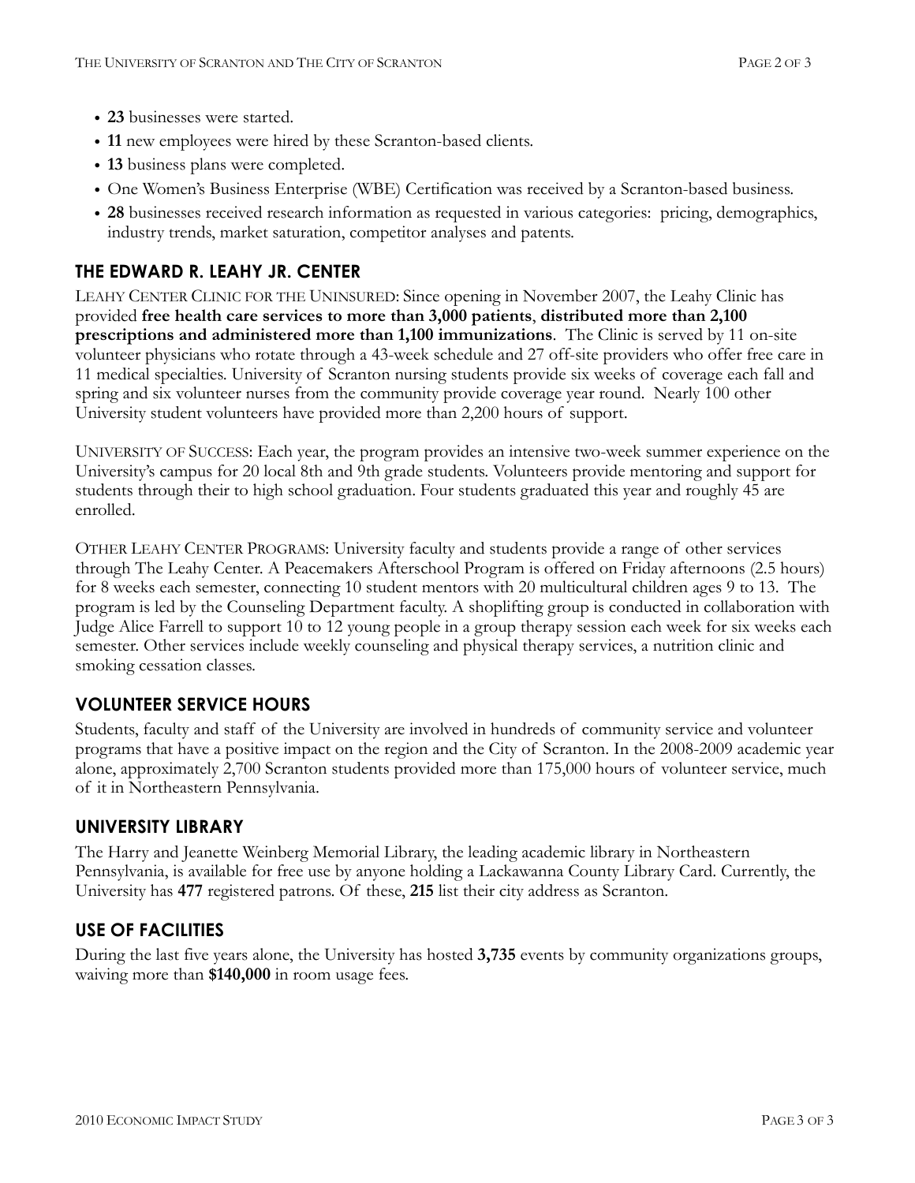- **23** businesses were started.
- **11** new employees were hired by these Scranton-based clients.
- **13** business plans were completed.
- One Women's Business Enterprise (WBE) Certification was received by a Scranton-based business.
- **28** businesses received research information as requested in various categories: pricing, demographics, industry trends, market saturation, competitor analyses and patents.

## THE EDWARD R. LEAHY JR. CENTER

LEAHY CENTER CLINIC FOR THE UNINSURED: Since opening in November 2007, the Leahy Clinic has provided **free health care services to more than 3,000 patients**, **distributed more than 2,100 prescriptions and administered more than 1,100 immunizations**. The Clinic is served by 11 on-site volunteer physicians who rotate through a 43-week schedule and 27 off-site providers who offer free care in 11 medical specialties. University of Scranton nursing students provide six weeks of coverage each fall and spring and six volunteer nurses from the community provide coverage year round. Nearly 100 other University student volunteers have provided more than 2,200 hours of support.

UNIVERSITY OF SUCCESS: Each year, the program provides an intensive two-week summer experience on the University's campus for 20 local 8th and 9th grade students. Volunteers provide mentoring and support for students through their to high school graduation. Four students graduated this year and roughly 45 are enrolled.

OTHER LEAHY CENTER PROGRAMS: University faculty and students provide a range of other services through The Leahy Center. A Peacemakers Afterschool Program is offered on Friday afternoons (2.5 hours) for 8 weeks each semester, connecting 10 student mentors with 20 multicultural children ages 9 to 13. The program is led by the Counseling Department faculty. A shoplifting group is conducted in collaboration with Judge Alice Farrell to support 10 to 12 young people in a group therapy session each week for six weeks each semester. Other services include weekly counseling and physical therapy services, a nutrition clinic and smoking cessation classes.

## VOLUNTEER SERVICE HOURS

Students, faculty and staff of the University are involved in hundreds of community service and volunteer programs that have a positive impact on the region and the City of Scranton. In the 2008-2009 academic year alone, approximately 2,700 Scranton students provided more than 175,000 hours of volunteer service, much of it in Northeastern Pennsylvania.

## UNIVERSITY LIBRARY

The Harry and Jeanette Weinberg Memorial Library, the leading academic library in Northeastern Pennsylvania, is available for free use by anyone holding a Lackawanna County Library Card. Currently, the University has **477** registered patrons. Of these, **215** list their city address as Scranton.

## USE OF FACILITIES

During the last five years alone, the University has hosted **3,735** events by community organizations groups, waiving more than **$140,000** in room usage fees.